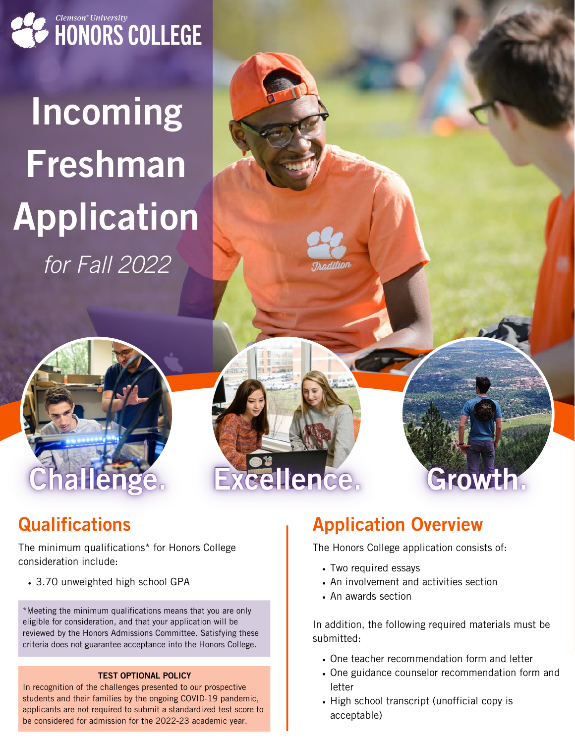Clemson® University
HONORS COLLEGE

# Incoming Freshman Application

*for Fall 2022*

Challenge. Excellence. Growth.

## Qualifications

The minimum qualifications* for Honors College consideration include:

- 3.70 unweighted high school GPA

*Meeting the minimum qualifications means that you are only eligible for consideration, and that your application will be reviewed by the Honors Admissions Committee. Satisfying these criteria does not guarantee acceptance into the Honors College.

**TEST OPTIONAL POLICY**

In recognition of the challenges presented to our prospective students and their families by the ongoing COVID-19 pandemic, applicants are not required to submit a standardized test score to be considered for admission for the 2022-23 academic year.

## Application Overview

The Honors College application consists of:

- Two required essays
- An involvement and activities section
- An awards section

In addition, the following required materials must be submitted:

- One teacher recommendation form and letter
- One guidance counselor recommendation form and letter
- High school transcript (unofficial copy is acceptable)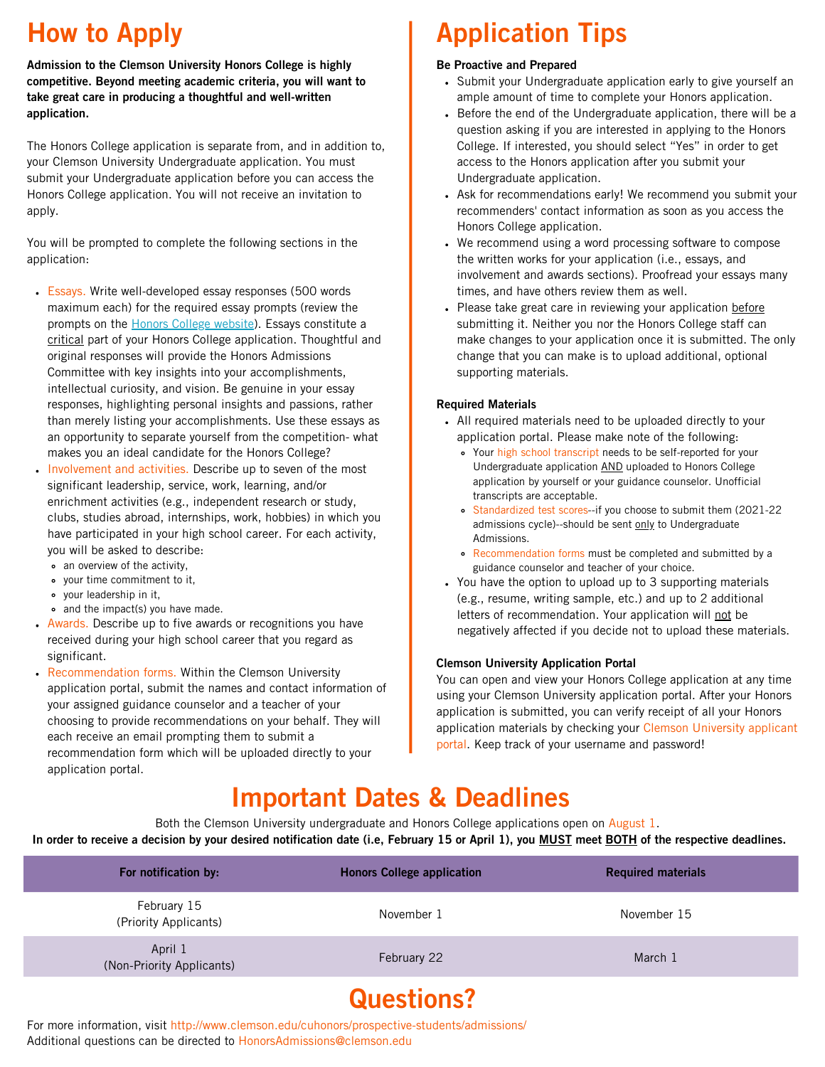# How to Apply

**Admission to the Clemson University Honors College is highly competitive. Beyond meeting academic criteria, you will want to take great care in producing a thoughtful and well-written application.**

The Honors College application is separate from, and in addition to, your Clemson University Undergraduate application. You must submit your Undergraduate application before you can access the Honors College application. You will not receive an invitation to apply.

You will be prompted to complete the following sections in the application:

- Essays. Write well-developed essay responses (500 words maximum each) for the required essay prompts (review the prompts on the Honors College website). Essays constitute a critical part of your Honors College application. Thoughtful and original responses will provide the Honors Admissions Committee with key insights into your accomplishments, intellectual curiosity, and vision. Be genuine in your essay responses, highlighting personal insights and passions, rather than merely listing your accomplishments. Use these essays as an opportunity to separate yourself from the competition- what makes you an ideal candidate for the Honors College?
- Involvement and activities. Describe up to seven of the most significant leadership, service, work, learning, and/or enrichment activities (e.g., independent research or study, clubs, studies abroad, internships, work, hobbies) in which you have participated in your high school career. For each activity, you will be asked to describe:
  - an overview of the activity,
  - your time commitment to it,
  - your leadership in it,
  - and the impact(s) you have made.
- Awards. Describe up to five awards or recognitions you have received during your high school career that you regard as significant.
- Recommendation forms. Within the Clemson University application portal, submit the names and contact information of your assigned guidance counselor and a teacher of your choosing to provide recommendations on your behalf. They will each receive an email prompting them to submit a recommendation form which will be uploaded directly to your application portal.

# Application Tips

**Be Proactive and Prepared**

- Submit your Undergraduate application early to give yourself an ample amount of time to complete your Honors application.
- Before the end of the Undergraduate application, there will be a question asking if you are interested in applying to the Honors College. If interested, you should select "Yes" in order to get access to the Honors application after you submit your Undergraduate application.
- Ask for recommendations early! We recommend you submit your recommenders' contact information as soon as you access the Honors College application.
- We recommend using a word processing software to compose the written works for your application (i.e., essays, and involvement and awards sections). Proofread your essays many times, and have others review them as well.
- Please take great care in reviewing your application before submitting it. Neither you nor the Honors College staff can make changes to your application once it is submitted. The only change that you can make is to upload additional, optional supporting materials.

**Required Materials**

- All required materials need to be uploaded directly to your application portal. Please make note of the following:
  - Your high school transcript needs to be self-reported for your Undergraduate application AND uploaded to Honors College application by yourself or your guidance counselor. Unofficial transcripts are acceptable.
  - Standardized test scores--if you choose to submit them (2021-22 admissions cycle)--should be sent only to Undergraduate Admissions.
  - Recommendation forms must be completed and submitted by a guidance counselor and teacher of your choice.
- You have the option to upload up to 3 supporting materials (e.g., resume, writing sample, etc.) and up to 2 additional letters of recommendation. Your application will not be negatively affected if you decide not to upload these materials.

**Clemson University Application Portal**

You can open and view your Honors College application at any time using your Clemson University application portal. After your Honors application is submitted, you can verify receipt of all your Honors application materials by checking your Clemson University applicant portal. Keep track of your username and password!

# Important Dates & Deadlines

Both the Clemson University undergraduate and Honors College applications open on August 1.

**In order to receive a decision by your desired notification date (i.e, February 15 or April 1), you MUST meet BOTH of the respective deadlines.**

| For notification by: | Honors College application | Required materials |
|---|---|---|
| February 15 (Priority Applicants) | November 1 | November 15 |
| April 1 (Non-Priority Applicants) | February 22 | March 1 |

# Questions?

For more information, visit http://www.clemson.edu/cuhonors/prospective-students/admissions/
Additional questions can be directed to HonorsAdmissions@clemson.edu